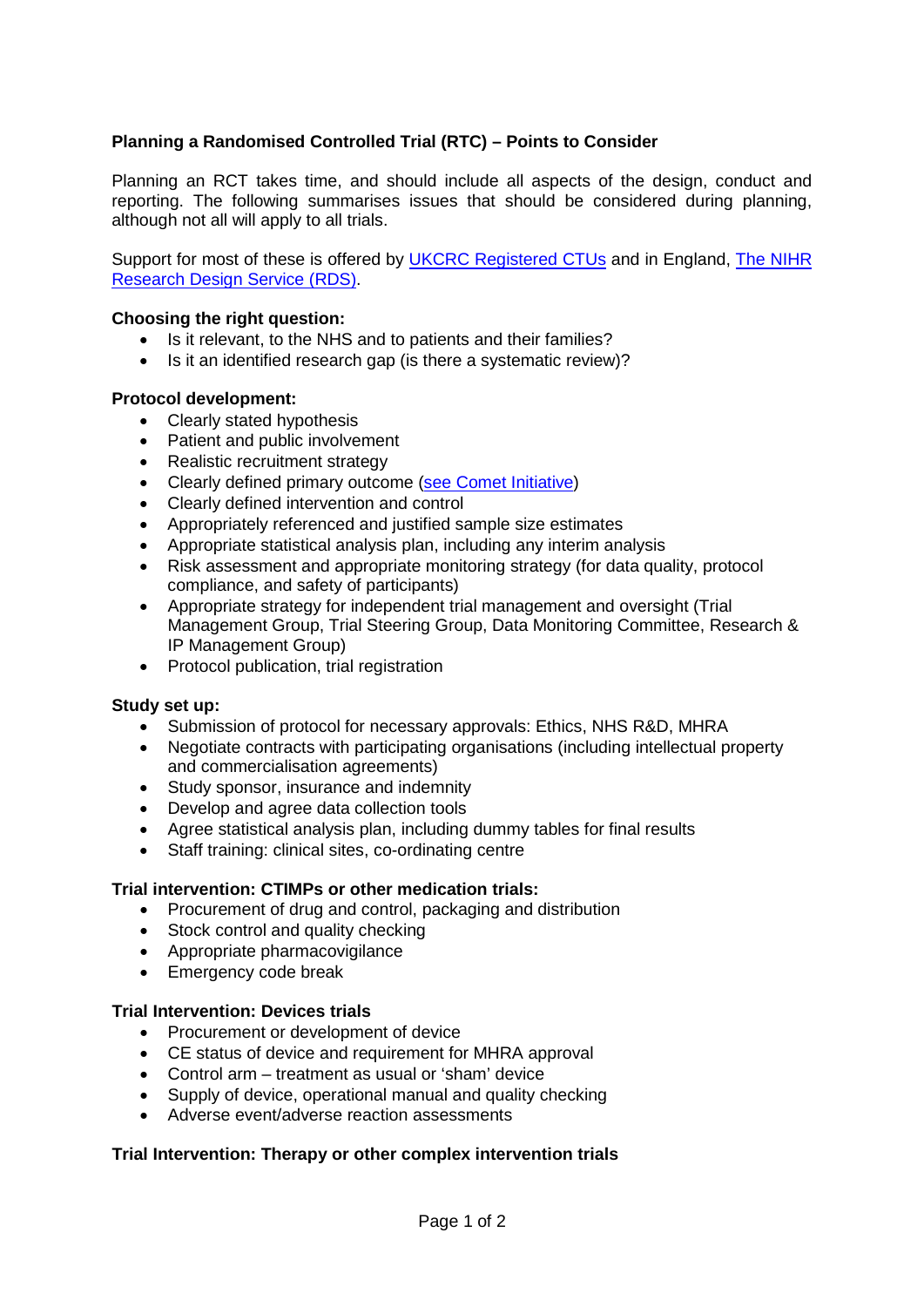# Planning a Randomised Controlled Trial (RTC) – Points to Consider

Planning an RCT takes time, and should include all aspects of the design, conduct and reporting. The following summarises issues that should be considered during planning, although not all will apply to all trials.

Support for most of these is offered by [UKCRC Registered CTUs]() and in England, [The NIHR Research Design Service (RDS)]().

**Choosing the right question:**

- Is it relevant, to the NHS and to patients and their families?
- Is it an identified research gap (is there a systematic review)?

**Protocol development:**

- Clearly stated hypothesis
- Patient and public involvement
- Realistic recruitment strategy
- Clearly defined primary outcome ([see Comet Initiative]())
- Clearly defined intervention and control
- Appropriately referenced and justified sample size estimates
- Appropriate statistical analysis plan, including any interim analysis
- Risk assessment and appropriate monitoring strategy (for data quality, protocol compliance, and safety of participants)
- Appropriate strategy for independent trial management and oversight (Trial Management Group, Trial Steering Group, Data Monitoring Committee, Research & IP Management Group)
- Protocol publication, trial registration

**Study set up:**

- Submission of protocol for necessary approvals: Ethics, NHS R&D, MHRA
- Negotiate contracts with participating organisations (including intellectual property and commercialisation agreements)
- Study sponsor, insurance and indemnity
- Develop and agree data collection tools
- Agree statistical analysis plan, including dummy tables for final results
- Staff training: clinical sites, co-ordinating centre

**Trial intervention: CTIMPs or other medication trials:**

- Procurement of drug and control, packaging and distribution
- Stock control and quality checking
- Appropriate pharmacovigilance
- Emergency code break

**Trial Intervention: Devices trials**

- Procurement or development of device
- CE status of device and requirement for MHRA approval
- Control arm – treatment as usual or 'sham' device
- Supply of device, operational manual and quality checking
- Adverse event/adverse reaction assessments

**Trial Intervention: Therapy or other complex intervention trials**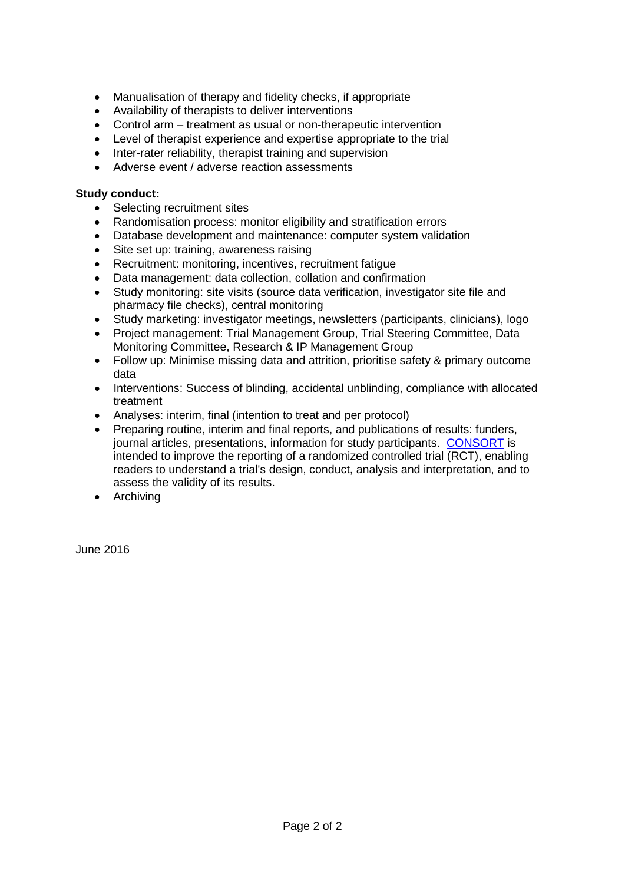- Manualisation of therapy and fidelity checks, if appropriate
- Availability of therapists to deliver interventions
- Control arm – treatment as usual or non-therapeutic intervention
- Level of therapist experience and expertise appropriate to the trial
- Inter-rater reliability, therapist training and supervision
- Adverse event / adverse reaction assessments

**Study conduct:**

- Selecting recruitment sites
- Randomisation process: monitor eligibility and stratification errors
- Database development and maintenance: computer system validation
- Site set up: training, awareness raising
- Recruitment: monitoring, incentives, recruitment fatigue
- Data management: data collection, collation and confirmation
- Study monitoring: site visits (source data verification, investigator site file and pharmacy file checks), central monitoring
- Study marketing: investigator meetings, newsletters (participants, clinicians), logo
- Project management: Trial Management Group, Trial Steering Committee, Data Monitoring Committee, Research & IP Management Group
- Follow up: Minimise missing data and attrition, prioritise safety & primary outcome data
- Interventions: Success of blinding, accidental unblinding, compliance with allocated treatment
- Analyses: interim, final (intention to treat and per protocol)
- Preparing routine, interim and final reports, and publications of results: funders, journal articles, presentations, information for study participants. CONSORT is intended to improve the reporting of a randomized controlled trial (RCT), enabling readers to understand a trial's design, conduct, analysis and interpretation, and to assess the validity of its results.
- Archiving

June 2016